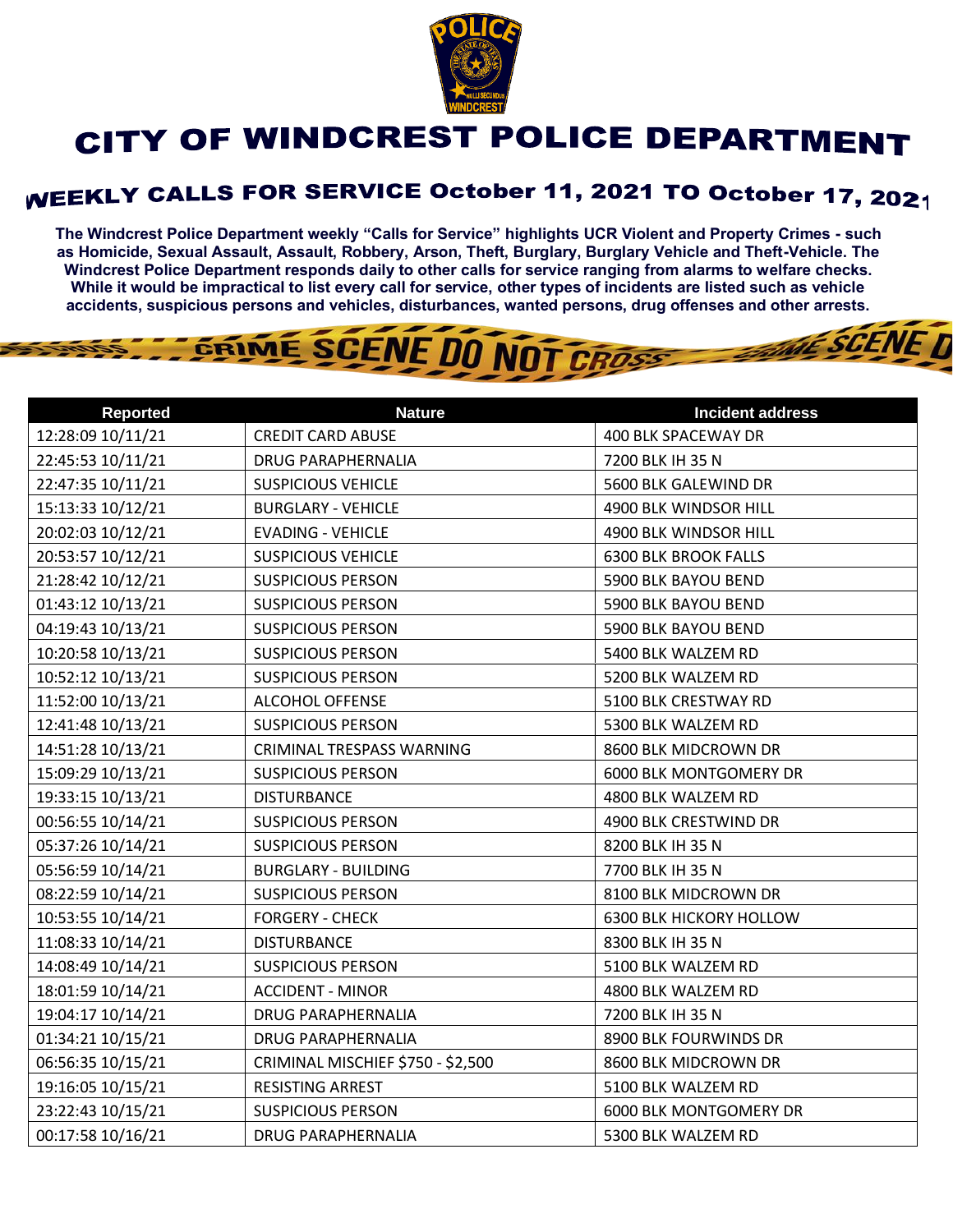# CITY OF WINDCREST POLICE DEPARTMENT

## WEEKLY CALLS FOR SERVICE October 11, 2021 TO October 17, 2021

**The Windcrest Police Department weekly "Calls for Service" highlights UCR Violent and Property Crimes - such as Homicide, Sexual Assault, Assault, Robbery, Arson, Theft, Burglary, Burglary Vehicle and Theft-Vehicle. The Windcrest Police Department responds daily to other calls for service ranging from alarms to welfare checks. While it would be impractical to list every call for service, other types of incidents are listed such as vehicle accidents, suspicious persons and vehicles, disturbances, wanted persons, drug offenses and other arrests.**

| Reported | Nature | Incident address |
|---|---|---|
| 12:28:09 10/11/21 | CREDIT CARD ABUSE | 400 BLK SPACEWAY DR |
| 22:45:53 10/11/21 | DRUG PARAPHERNALIA | 7200 BLK IH 35 N |
| 22:47:35 10/11/21 | SUSPICIOUS VEHICLE | 5600 BLK GALEWIND DR |
| 15:13:33 10/12/21 | BURGLARY - VEHICLE | 4900 BLK WINDSOR HILL |
| 20:02:03 10/12/21 | EVADING - VEHICLE | 4900 BLK WINDSOR HILL |
| 20:53:57 10/12/21 | SUSPICIOUS VEHICLE | 6300 BLK BROOK FALLS |
| 21:28:42 10/12/21 | SUSPICIOUS PERSON | 5900 BLK BAYOU BEND |
| 01:43:12 10/13/21 | SUSPICIOUS PERSON | 5900 BLK BAYOU BEND |
| 04:19:43 10/13/21 | SUSPICIOUS PERSON | 5900 BLK BAYOU BEND |
| 10:20:58 10/13/21 | SUSPICIOUS PERSON | 5400 BLK WALZEM RD |
| 10:52:12 10/13/21 | SUSPICIOUS PERSON | 5200 BLK WALZEM RD |
| 11:52:00 10/13/21 | ALCOHOL OFFENSE | 5100 BLK CRESTWAY RD |
| 12:41:48 10/13/21 | SUSPICIOUS PERSON | 5300 BLK WALZEM RD |
| 14:51:28 10/13/21 | CRIMINAL TRESPASS WARNING | 8600 BLK MIDCROWN DR |
| 15:09:29 10/13/21 | SUSPICIOUS PERSON | 6000 BLK MONTGOMERY DR |
| 19:33:15 10/13/21 | DISTURBANCE | 4800 BLK WALZEM RD |
| 00:56:55 10/14/21 | SUSPICIOUS PERSON | 4900 BLK CRESTWIND DR |
| 05:37:26 10/14/21 | SUSPICIOUS PERSON | 8200 BLK IH 35 N |
| 05:56:59 10/14/21 | BURGLARY - BUILDING | 7700 BLK IH 35 N |
| 08:22:59 10/14/21 | SUSPICIOUS PERSON | 8100 BLK MIDCROWN DR |
| 10:53:55 10/14/21 | FORGERY - CHECK | 6300 BLK HICKORY HOLLOW |
| 11:08:33 10/14/21 | DISTURBANCE | 8300 BLK IH 35 N |
| 14:08:49 10/14/21 | SUSPICIOUS PERSON | 5100 BLK WALZEM RD |
| 18:01:59 10/14/21 | ACCIDENT - MINOR | 4800 BLK WALZEM RD |
| 19:04:17 10/14/21 | DRUG PARAPHERNALIA | 7200 BLK IH 35 N |
| 01:34:21 10/15/21 | DRUG PARAPHERNALIA | 8900 BLK FOURWINDS DR |
| 06:56:35 10/15/21 | CRIMINAL MISCHIEF $750 - $2,500 | 8600 BLK MIDCROWN DR |
| 19:16:05 10/15/21 | RESISTING ARREST | 5100 BLK WALZEM RD |
| 23:22:43 10/15/21 | SUSPICIOUS PERSON | 6000 BLK MONTGOMERY DR |
| 00:17:58 10/16/21 | DRUG PARAPHERNALIA | 5300 BLK WALZEM RD |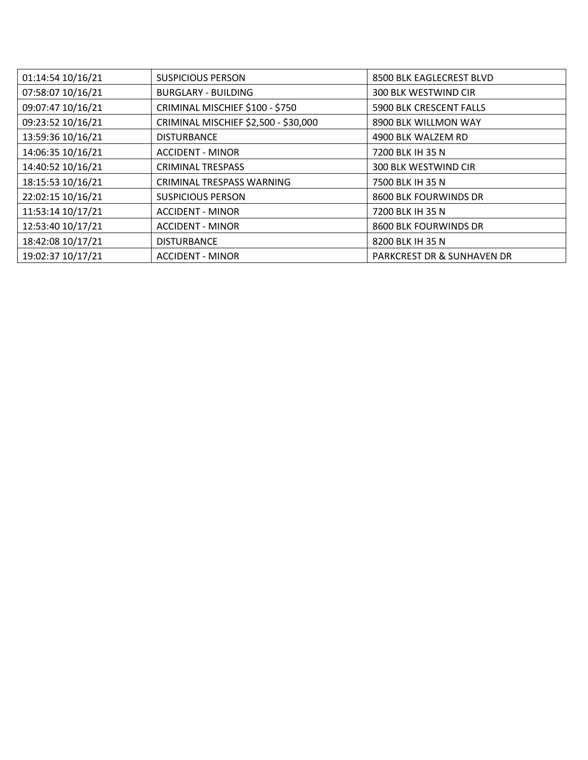| | | |
|---|---|---|
| 01:14:54 10/16/21 | SUSPICIOUS PERSON | 8500 BLK EAGLECREST BLVD |
| 07:58:07 10/16/21 | BURGLARY - BUILDING | 300 BLK WESTWIND CIR |
| 09:07:47 10/16/21 | CRIMINAL MISCHIEF $100 - $750 | 5900 BLK CRESCENT FALLS |
| 09:23:52 10/16/21 | CRIMINAL MISCHIEF $2,500 - $30,000 | 8900 BLK WILLMON WAY |
| 13:59:36 10/16/21 | DISTURBANCE | 4900 BLK WALZEM RD |
| 14:06:35 10/16/21 | ACCIDENT - MINOR | 7200 BLK IH 35 N |
| 14:40:52 10/16/21 | CRIMINAL TRESPASS | 300 BLK WESTWIND CIR |
| 18:15:53 10/16/21 | CRIMINAL TRESPASS WARNING | 7500 BLK IH 35 N |
| 22:02:15 10/16/21 | SUSPICIOUS PERSON | 8600 BLK FOURWINDS DR |
| 11:53:14 10/17/21 | ACCIDENT - MINOR | 7200 BLK IH 35 N |
| 12:53:40 10/17/21 | ACCIDENT - MINOR | 8600 BLK FOURWINDS DR |
| 18:42:08 10/17/21 | DISTURBANCE | 8200 BLK IH 35 N |
| 19:02:37 10/17/21 | ACCIDENT - MINOR | PARKCREST DR & SUNHAVEN DR |